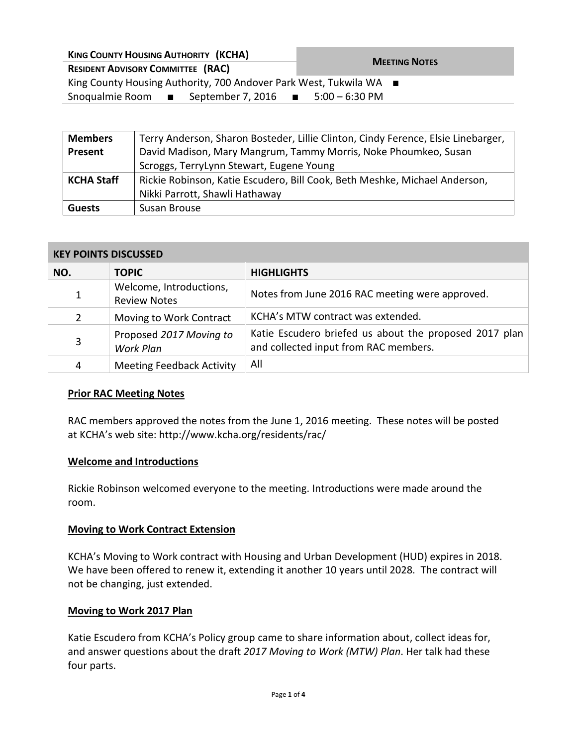**KING COUNTY HOUSING AUTHORITY (KCHA)**
**RESIDENT ADVISORY COMMITTEE (RAC)**

**MEETING NOTES**

King County Housing Authority, 700 Andover Park West, Tukwila WA ■ Snoqualmie Room ■ September 7, 2016 ■ 5:00 – 6:30 PM

| | |
|---|---|
| **Members Present** | Terry Anderson, Sharon Bosteder, Lillie Clinton, Cindy Ference, Elsie Linebarger, David Madison, Mary Mangrum, Tammy Morris, Noke Phoumkeo, Susan Scroggs, TerryLynn Stewart, Eugene Young |
| **KCHA Staff** | Rickie Robinson, Katie Escudero, Bill Cook, Beth Meshke, Michael Anderson, Nikki Parrott, Shawli Hathaway |
| **Guests** | Susan Brouse |

| **KEY POINTS DISCUSSED** | | |
|---|---|---|
| **NO.** | **TOPIC** | **HIGHLIGHTS** |
| 1 | Welcome, Introductions, Review Notes | Notes from June 2016 RAC meeting were approved. |
| 2 | Moving to Work Contract | KCHA's MTW contract was extended. |
| 3 | Proposed *2017 Moving to Work Plan* | Katie Escudero briefed us about the proposed 2017 plan and collected input from RAC members. |
| 4 | Meeting Feedback Activity | All |

**Prior RAC Meeting Notes**

RAC members approved the notes from the June 1, 2016 meeting. These notes will be posted at KCHA's web site: http://www.kcha.org/residents/rac/

**Welcome and Introductions**

Rickie Robinson welcomed everyone to the meeting. Introductions were made around the room.

**Moving to Work Contract Extension**

KCHA's Moving to Work contract with Housing and Urban Development (HUD) expires in 2018. We have been offered to renew it, extending it another 10 years until 2028. The contract will not be changing, just extended.

**Moving to Work 2017 Plan**

Katie Escudero from KCHA's Policy group came to share information about, collect ideas for, and answer questions about the draft *2017 Moving to Work (MTW) Plan*. Her talk had these four parts.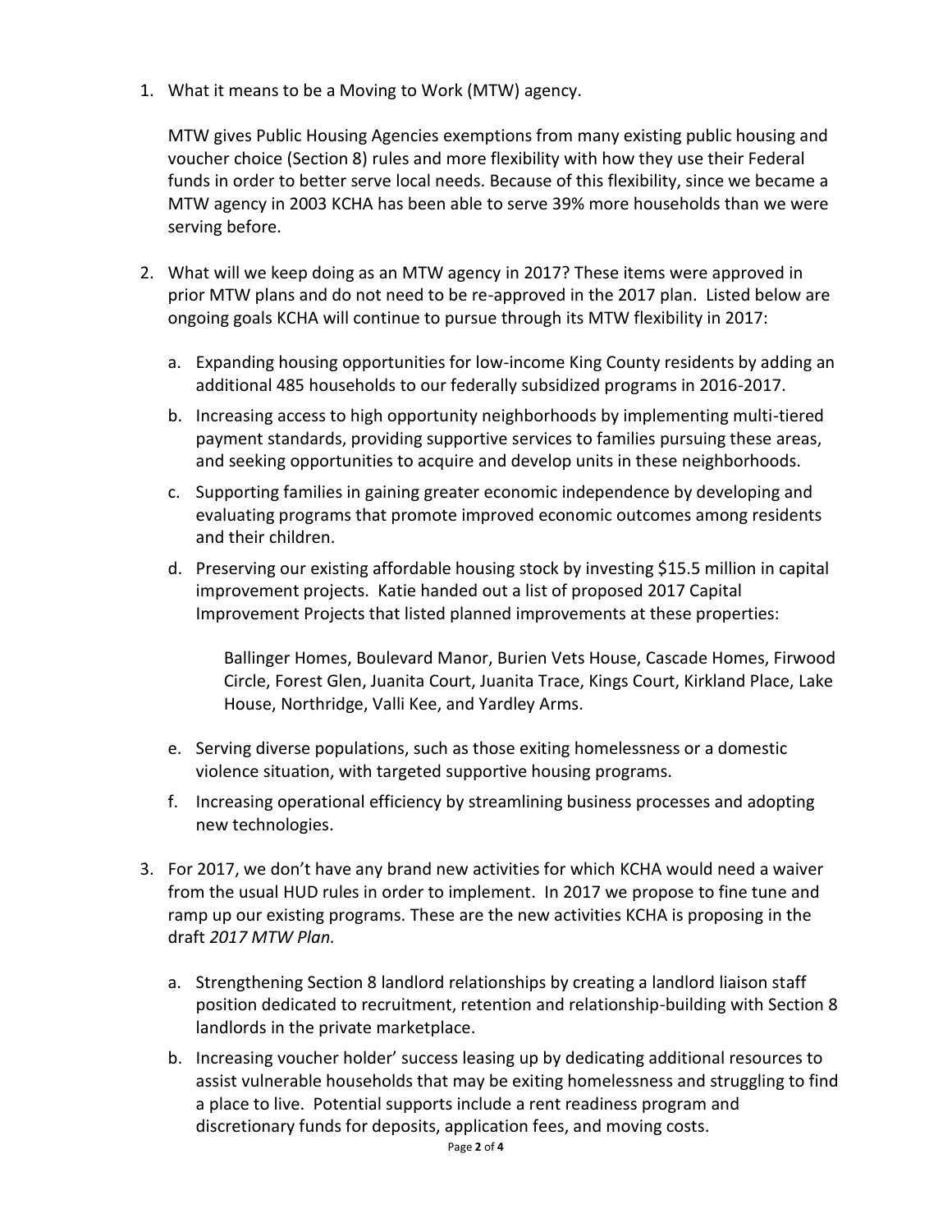1. What it means to be a Moving to Work (MTW) agency.

   MTW gives Public Housing Agencies exemptions from many existing public housing and voucher choice (Section 8) rules and more flexibility with how they use their Federal funds in order to better serve local needs. Because of this flexibility, since we became a MTW agency in 2003 KCHA has been able to serve 39% more households than we were serving before.

2. What will we keep doing as an MTW agency in 2017? These items were approved in prior MTW plans and do not need to be re-approved in the 2017 plan. Listed below are ongoing goals KCHA will continue to pursue through its MTW flexibility in 2017:

   a. Expanding housing opportunities for low-income King County residents by adding an additional 485 households to our federally subsidized programs in 2016-2017.

   b. Increasing access to high opportunity neighborhoods by implementing multi-tiered payment standards, providing supportive services to families pursuing these areas, and seeking opportunities to acquire and develop units in these neighborhoods.

   c. Supporting families in gaining greater economic independence by developing and evaluating programs that promote improved economic outcomes among residents and their children.

   d. Preserving our existing affordable housing stock by investing $15.5 million in capital improvement projects. Katie handed out a list of proposed 2017 Capital Improvement Projects that listed planned improvements at these properties:

      Ballinger Homes, Boulevard Manor, Burien Vets House, Cascade Homes, Firwood Circle, Forest Glen, Juanita Court, Juanita Trace, Kings Court, Kirkland Place, Lake House, Northridge, Valli Kee, and Yardley Arms.

   e. Serving diverse populations, such as those exiting homelessness or a domestic violence situation, with targeted supportive housing programs.

   f. Increasing operational efficiency by streamlining business processes and adopting new technologies.

3. For 2017, we don't have any brand new activities for which KCHA would need a waiver from the usual HUD rules in order to implement. In 2017 we propose to fine tune and ramp up our existing programs. These are the new activities KCHA is proposing in the draft *2017 MTW Plan.*

   a. Strengthening Section 8 landlord relationships by creating a landlord liaison staff position dedicated to recruitment, retention and relationship-building with Section 8 landlords in the private marketplace.

   b. Increasing voucher holder' success leasing up by dedicating additional resources to assist vulnerable households that may be exiting homelessness and struggling to find a place to live. Potential supports include a rent readiness program and discretionary funds for deposits, application fees, and moving costs.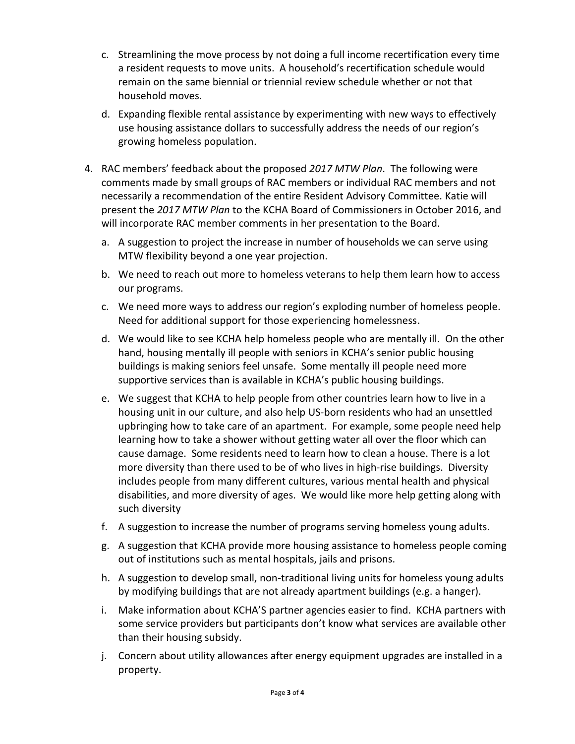c. Streamlining the move process by not doing a full income recertification every time a resident requests to move units. A household's recertification schedule would remain on the same biennial or triennial review schedule whether or not that household moves.

d. Expanding flexible rental assistance by experimenting with new ways to effectively use housing assistance dollars to successfully address the needs of our region's growing homeless population.

4. RAC members' feedback about the proposed *2017 MTW Plan*. The following were comments made by small groups of RAC members or individual RAC members and not necessarily a recommendation of the entire Resident Advisory Committee. Katie will present the *2017 MTW Plan* to the KCHA Board of Commissioners in October 2016, and will incorporate RAC member comments in her presentation to the Board.

   a. A suggestion to project the increase in number of households we can serve using MTW flexibility beyond a one year projection.

   b. We need to reach out more to homeless veterans to help them learn how to access our programs.

   c. We need more ways to address our region's exploding number of homeless people. Need for additional support for those experiencing homelessness.

   d. We would like to see KCHA help homeless people who are mentally ill. On the other hand, housing mentally ill people with seniors in KCHA's senior public housing buildings is making seniors feel unsafe. Some mentally ill people need more supportive services than is available in KCHA's public housing buildings.

   e. We suggest that KCHA to help people from other countries learn how to live in a housing unit in our culture, and also help US-born residents who had an unsettled upbringing how to take care of an apartment. For example, some people need help learning how to take a shower without getting water all over the floor which can cause damage. Some residents need to learn how to clean a house. There is a lot more diversity than there used to be of who lives in high-rise buildings. Diversity includes people from many different cultures, various mental health and physical disabilities, and more diversity of ages. We would like more help getting along with such diversity

   f. A suggestion to increase the number of programs serving homeless young adults.

   g. A suggestion that KCHA provide more housing assistance to homeless people coming out of institutions such as mental hospitals, jails and prisons.

   h. A suggestion to develop small, non-traditional living units for homeless young adults by modifying buildings that are not already apartment buildings (e.g. a hanger).

   i. Make information about KCHA'S partner agencies easier to find. KCHA partners with some service providers but participants don't know what services are available other than their housing subsidy.

   j. Concern about utility allowances after energy equipment upgrades are installed in a property.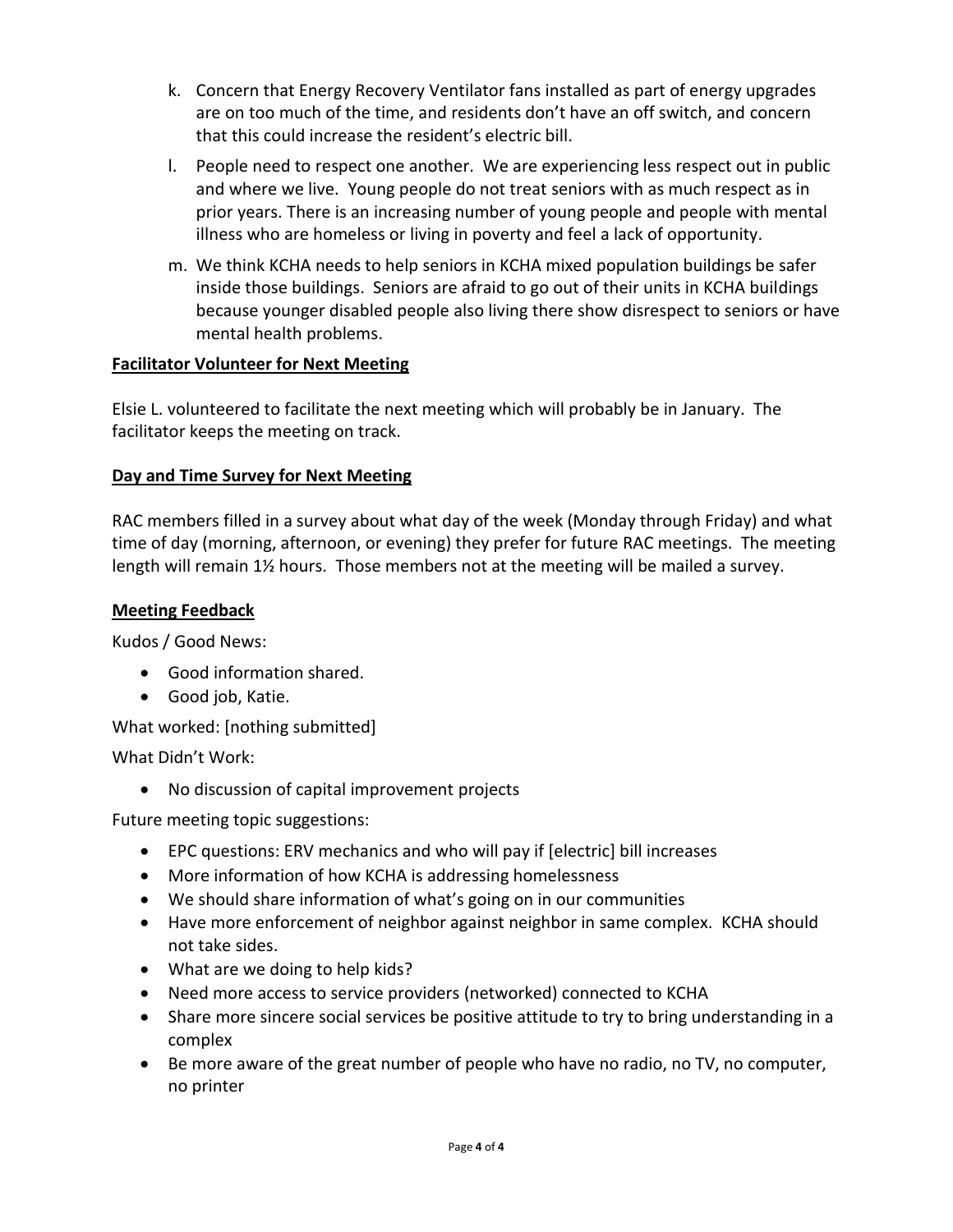k. Concern that Energy Recovery Ventilator fans installed as part of energy upgrades are on too much of the time, and residents don't have an off switch, and concern that this could increase the resident's electric bill.

l. People need to respect one another. We are experiencing less respect out in public and where we live. Young people do not treat seniors with as much respect as in prior years. There is an increasing number of young people and people with mental illness who are homeless or living in poverty and feel a lack of opportunity.

m. We think KCHA needs to help seniors in KCHA mixed population buildings be safer inside those buildings. Seniors are afraid to go out of their units in KCHA buildings because younger disabled people also living there show disrespect to seniors or have mental health problems.

**Facilitator Volunteer for Next Meeting**

Elsie L. volunteered to facilitate the next meeting which will probably be in January. The facilitator keeps the meeting on track.

**Day and Time Survey for Next Meeting**

RAC members filled in a survey about what day of the week (Monday through Friday) and what time of day (morning, afternoon, or evening) they prefer for future RAC meetings. The meeting length will remain 1½ hours. Those members not at the meeting will be mailed a survey.

**Meeting Feedback**

Kudos / Good News:

- Good information shared.
- Good job, Katie.

What worked: [nothing submitted]

What Didn't Work:

- No discussion of capital improvement projects

Future meeting topic suggestions:

- EPC questions: ERV mechanics and who will pay if [electric] bill increases
- More information of how KCHA is addressing homelessness
- We should share information of what's going on in our communities
- Have more enforcement of neighbor against neighbor in same complex. KCHA should not take sides.
- What are we doing to help kids?
- Need more access to service providers (networked) connected to KCHA
- Share more sincere social services be positive attitude to try to bring understanding in a complex
- Be more aware of the great number of people who have no radio, no TV, no computer, no printer